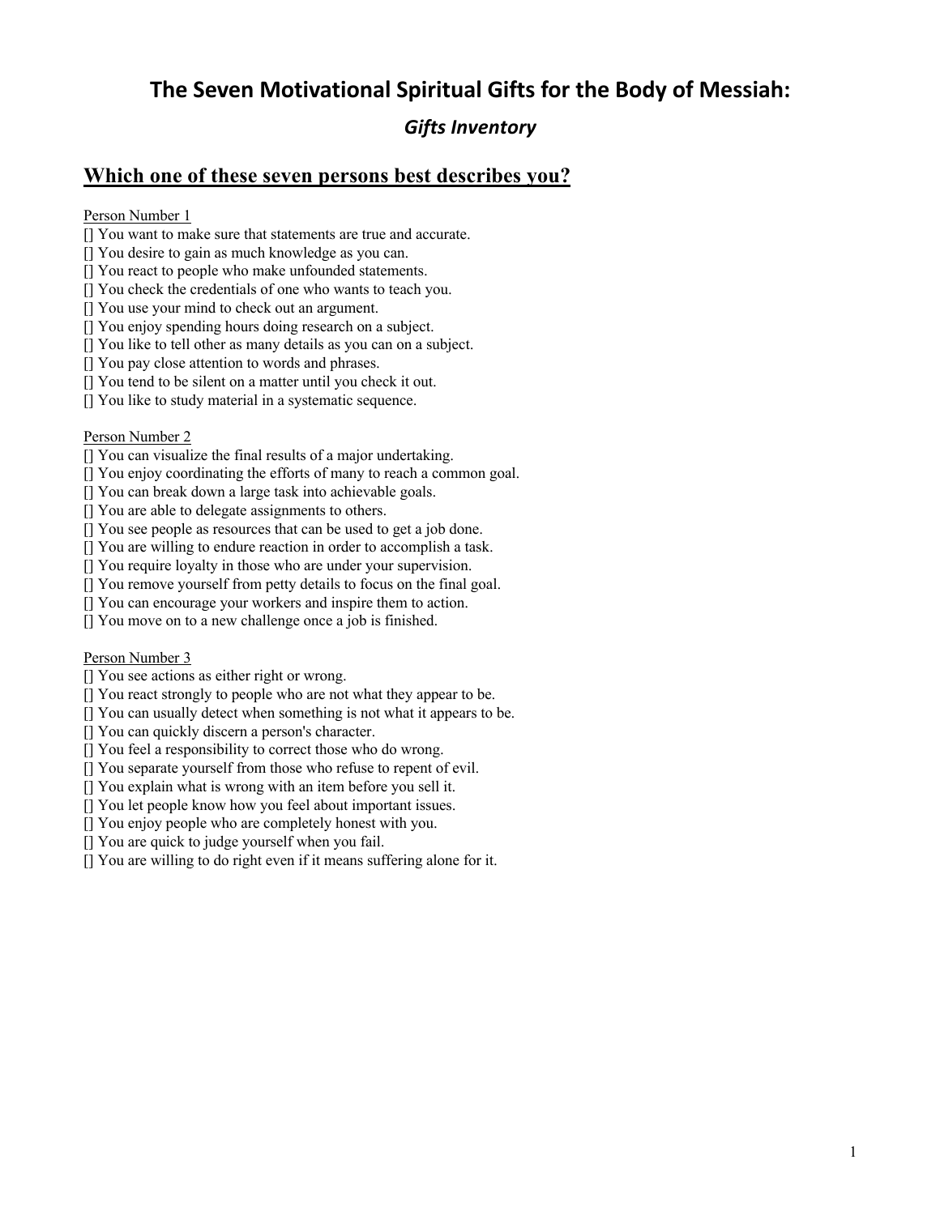# The Seven Motivational Spiritual Gifts for the Body of Messiah:

## *Gifts Inventory*

## Which one of these seven persons best describes you?

Person Number 1

[] You want to make sure that statements are true and accurate.
[] You desire to gain as much knowledge as you can.
[] You react to people who make unfounded statements.
[] You check the credentials of one who wants to teach you.
[] You use your mind to check out an argument.
[] You enjoy spending hours doing research on a subject.
[] You like to tell other as many details as you can on a subject.
[] You pay close attention to words and phrases.
[] You tend to be silent on a matter until you check it out.
[] You like to study material in a systematic sequence.

Person Number 2

[] You can visualize the final results of a major undertaking.
[] You enjoy coordinating the efforts of many to reach a common goal.
[] You can break down a large task into achievable goals.
[] You are able to delegate assignments to others.
[] You see people as resources that can be used to get a job done.
[] You are willing to endure reaction in order to accomplish a task.
[] You require loyalty in those who are under your supervision.
[] You remove yourself from petty details to focus on the final goal.
[] You can encourage your workers and inspire them to action.
[] You move on to a new challenge once a job is finished.

Person Number 3

[] You see actions as either right or wrong.
[] You react strongly to people who are not what they appear to be.
[] You can usually detect when something is not what it appears to be.
[] You can quickly discern a person's character.
[] You feel a responsibility to correct those who do wrong.
[] You separate yourself from those who refuse to repent of evil.
[] You explain what is wrong with an item before you sell it.
[] You let people know how you feel about important issues.
[] You enjoy people who are completely honest with you.
[] You are quick to judge yourself when you fail.
[] You are willing to do right even if it means suffering alone for it.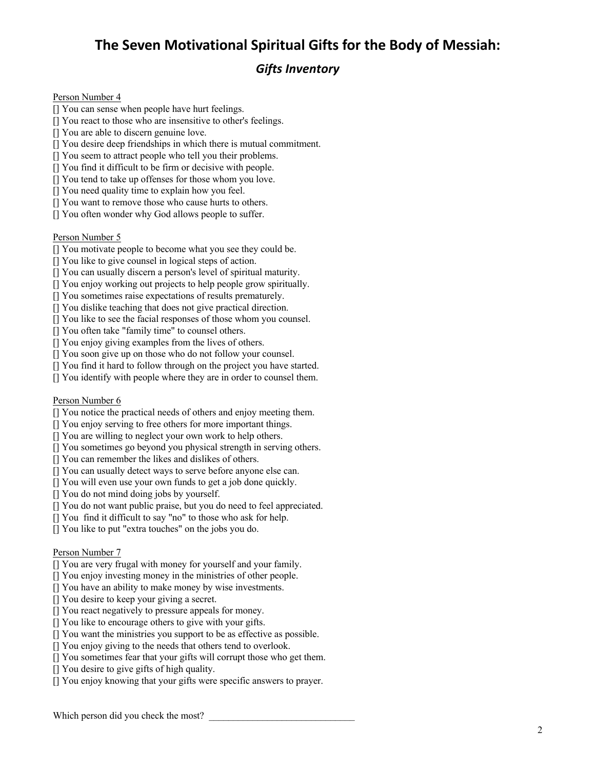# The Seven Motivational Spiritual Gifts for the Body of Messiah:

## *Gifts Inventory*

<u>Person Number 4</u>

[] You can sense when people have hurt feelings.
[] You react to those who are insensitive to other's feelings.
[] You are able to discern genuine love.
[] You desire deep friendships in which there is mutual commitment.
[] You seem to attract people who tell you their problems.
[] You find it difficult to be firm or decisive with people.
[] You tend to take up offenses for those whom you love.
[] You need quality time to explain how you feel.
[] You want to remove those who cause hurts to others.
[] You often wonder why God allows people to suffer.

<u>Person Number 5</u>

[] You motivate people to become what you see they could be.
[] You like to give counsel in logical steps of action.
[] You can usually discern a person's level of spiritual maturity.
[] You enjoy working out projects to help people grow spiritually.
[] You sometimes raise expectations of results prematurely.
[] You dislike teaching that does not give practical direction.
[] You like to see the facial responses of those whom you counsel.
[] You often take "family time" to counsel others.
[] You enjoy giving examples from the lives of others.
[] You soon give up on those who do not follow your counsel.
[] You find it hard to follow through on the project you have started.
[] You identify with people where they are in order to counsel them.

<u>Person Number 6</u>

[] You notice the practical needs of others and enjoy meeting them.
[] You enjoy serving to free others for more important things.
[] You are willing to neglect your own work to help others.
[] You sometimes go beyond you physical strength in serving others.
[] You can remember the likes and dislikes of others.
[] You can usually detect ways to serve before anyone else can.
[] You will even use your own funds to get a job done quickly.
[] You do not mind doing jobs by yourself.
[] You do not want public praise, but you do need to feel appreciated.
[] You find it difficult to say "no" to those who ask for help.
[] You like to put "extra touches" on the jobs you do.

<u>Person Number 7</u>

[] You are very frugal with money for yourself and your family.
[] You enjoy investing money in the ministries of other people.
[] You have an ability to make money by wise investments.
[] You desire to keep your giving a secret.
[] You react negatively to pressure appeals for money.
[] You like to encourage others to give with your gifts.
[] You want the ministries you support to be as effective as possible.
[] You enjoy giving to the needs that others tend to overlook.
[] You sometimes fear that your gifts will corrupt those who get them.
[] You desire to give gifts of high quality.
[] You enjoy knowing that your gifts were specific answers to prayer.

Which person did you check the most? ______________________________